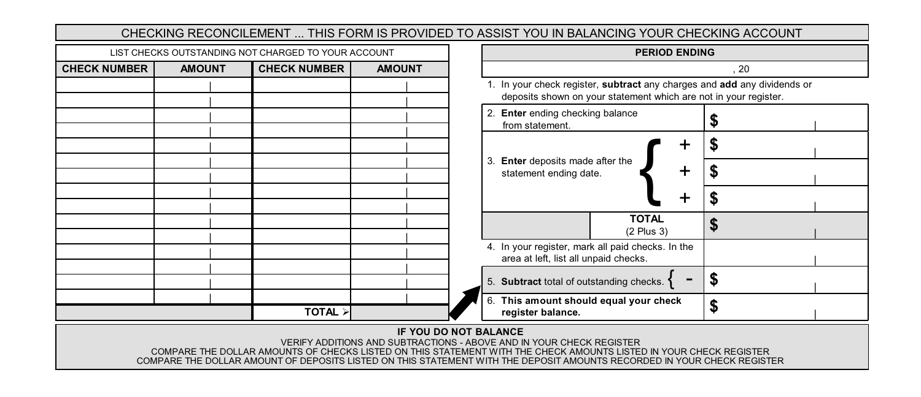# CHECKING RECONCILEMENT ... THIS FORM IS PROVIDED TO ASSIST YOU IN BALANCING YOUR CHECKING ACCOUNT

## LIST CHECKS OUTSTANDING NOT CHARGED TO YOUR ACCOUNT

| CHECK NUMBER | AMOUNT | CHECK NUMBER | AMOUNT |
|---|---|---|---|
| | | | |
| | | | |
| | | | |
| | | | |
| | | | |
| | | | |
| | | | |
| | | | |
| | | | |
| | | | |
| | | | |
| | | | |
| | | | |
| | | | |
| | | | |
| | | TOTAL ➢ | |

## PERIOD ENDING

, 20

1. In your check register, **subtract** any charges and **add** any dividends or deposits shown on your statement which are not in your register.

| | | |
|---|---|---|
| 2. **Enter** ending checking balance from statement. | | $ |
| 3. **Enter** deposits made after the statement ending date. | + | $ |
| | + | $ |
| | + | $ |
| | TOTAL (2 Plus 3) | $ |
| 4. In your register, mark all paid checks. In the area at left, list all unpaid checks. | | |
| 5. **Subtract** total of outstanding checks. | - | $ |
| 6. **This amount should equal your check register balance.** | | $ |

**IF YOU DO NOT BALANCE**

VERIFY ADDITIONS AND SUBTRACTIONS - ABOVE AND IN YOUR CHECK REGISTER

COMPARE THE DOLLAR AMOUNTS OF CHECKS LISTED ON THIS STATEMENT WITH THE CHECK AMOUNTS LISTED IN YOUR CHECK REGISTER

COMPARE THE DOLLAR AMOUNT OF DEPOSITS LISTED ON THIS STATEMENT WITH THE DEPOSIT AMOUNTS RECORDED IN YOUR CHECK REGISTER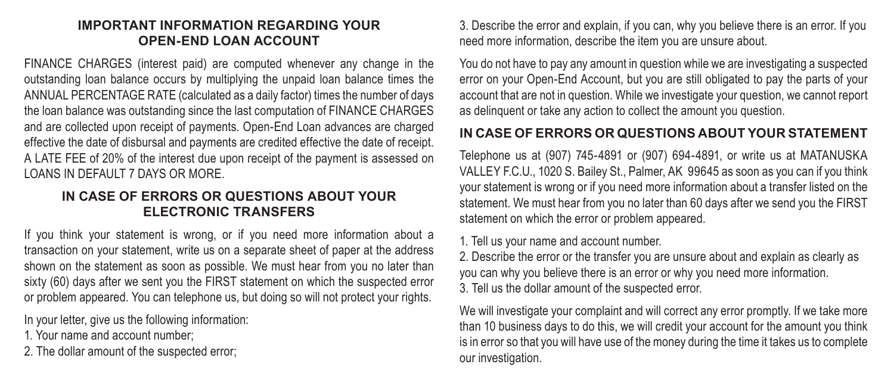## IMPORTANT INFORMATION REGARDING YOUR OPEN-END LOAN ACCOUNT

FINANCE CHARGES (interest paid) are computed whenever any change in the outstanding loan balance occurs by multiplying the unpaid loan balance times the ANNUAL PERCENTAGE RATE (calculated as a daily factor) times the number of days the loan balance was outstanding since the last computation of FINANCE CHARGES and are collected upon receipt of payments. Open-End Loan advances are charged effective the date of disbursal and payments are credited effective the date of receipt. A LATE FEE of 20% of the interest due upon receipt of the payment is assessed on LOANS IN DEFAULT 7 DAYS OR MORE.

## IN CASE OF ERRORS OR QUESTIONS ABOUT YOUR ELECTRONIC TRANSFERS

If you think your statement is wrong, or if you need more information about a transaction on your statement, write us on a separate sheet of paper at the address shown on the statement as soon as possible. We must hear from you no later than sixty (60) days after we sent you the FIRST statement on which the suspected error or problem appeared. You can telephone us, but doing so will not protect your rights.

In your letter, give us the following information:

1. Your name and account number;
2. The dollar amount of the suspected error;
3. Describe the error and explain, if you can, why you believe there is an error. If you need more information, describe the item you are unsure about.

You do not have to pay any amount in question while we are investigating a suspected error on your Open-End Account, but you are still obligated to pay the parts of your account that are not in question. While we investigate your question, we cannot report as delinquent or take any action to collect the amount you question.

## IN CASE OF ERRORS OR QUESTIONS ABOUT YOUR STATEMENT

Telephone us at (907) 745-4891 or (907) 694-4891, or write us at MATANUSKA VALLEY F.C.U., 1020 S. Bailey St., Palmer, AK 99645 as soon as you can if you think your statement is wrong or if you need more information about a transfer listed on the statement. We must hear from you no later than 60 days after we send you the FIRST statement on which the error or problem appeared.

1. Tell us your name and account number.
2. Describe the error or the transfer you are unsure about and explain as clearly as you can why you believe there is an error or why you need more information.
3. Tell us the dollar amount of the suspected error.

We will investigate your complaint and will correct any error promptly. If we take more than 10 business days to do this, we will credit your account for the amount you think is in error so that you will have use of the money during the time it takes us to complete our investigation.